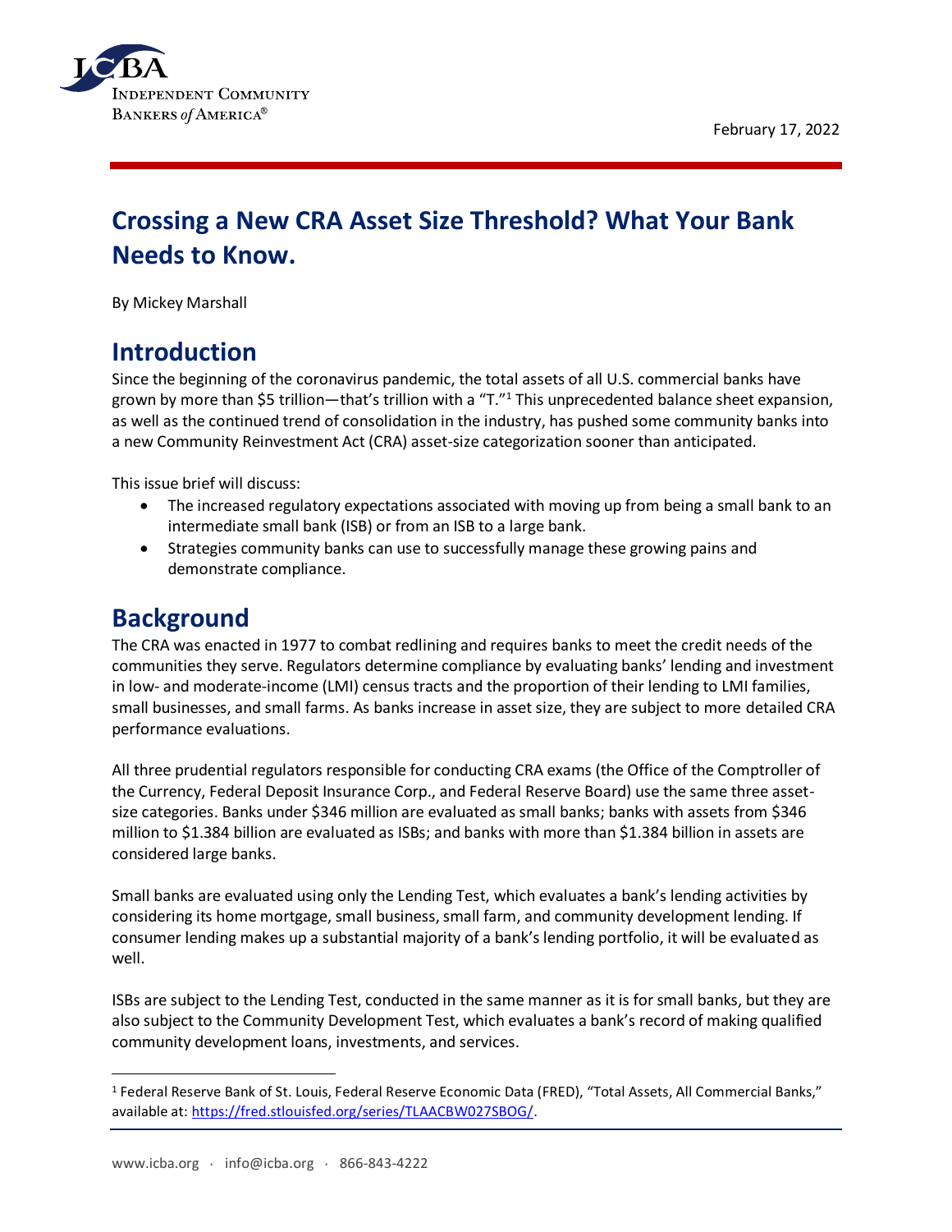February 17, 2022

# Crossing a New CRA Asset Size Threshold? What Your Bank Needs to Know.

By Mickey Marshall

## Introduction

Since the beginning of the coronavirus pandemic, the total assets of all U.S. commercial banks have grown by more than $5 trillion—that's trillion with a "T."[1] This unprecedented balance sheet expansion, as well as the continued trend of consolidation in the industry, has pushed some community banks into a new Community Reinvestment Act (CRA) asset-size categorization sooner than anticipated.

This issue brief will discuss:

- The increased regulatory expectations associated with moving up from being a small bank to an intermediate small bank (ISB) or from an ISB to a large bank.
- Strategies community banks can use to successfully manage these growing pains and demonstrate compliance.

## Background

The CRA was enacted in 1977 to combat redlining and requires banks to meet the credit needs of the communities they serve. Regulators determine compliance by evaluating banks' lending and investment in low- and moderate-income (LMI) census tracts and the proportion of their lending to LMI families, small businesses, and small farms. As banks increase in asset size, they are subject to more detailed CRA performance evaluations.

All three prudential regulators responsible for conducting CRA exams (the Office of the Comptroller of the Currency, Federal Deposit Insurance Corp., and Federal Reserve Board) use the same three asset-size categories. Banks under $346 million are evaluated as small banks; banks with assets from $346 million to $1.384 billion are evaluated as ISBs; and banks with more than $1.384 billion in assets are considered large banks.

Small banks are evaluated using only the Lending Test, which evaluates a bank's lending activities by considering its home mortgage, small business, small farm, and community development lending. If consumer lending makes up a substantial majority of a bank's lending portfolio, it will be evaluated as well.

ISBs are subject to the Lending Test, conducted in the same manner as it is for small banks, but they are also subject to the Community Development Test, which evaluates a bank's record of making qualified community development loans, investments, and services.

---

[1] Federal Reserve Bank of St. Louis, Federal Reserve Economic Data (FRED), "Total Assets, All Commercial Banks," available at: https://fred.stlouisfed.org/series/TLAACBW027SBOG/.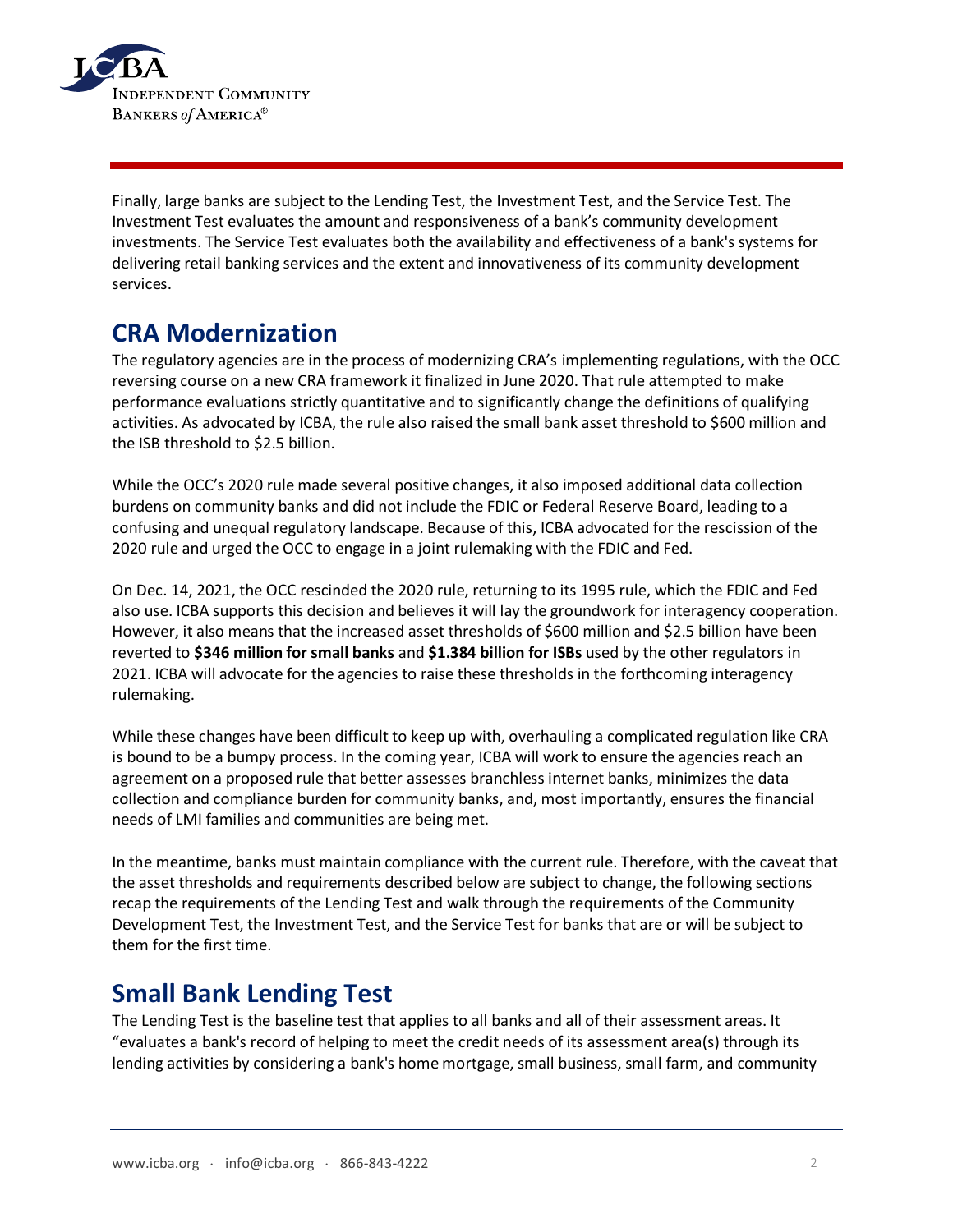Finally, large banks are subject to the Lending Test, the Investment Test, and the Service Test. The Investment Test evaluates the amount and responsiveness of a bank's community development investments. The Service Test evaluates both the availability and effectiveness of a bank's systems for delivering retail banking services and the extent and innovativeness of its community development services.

## CRA Modernization

The regulatory agencies are in the process of modernizing CRA's implementing regulations, with the OCC reversing course on a new CRA framework it finalized in June 2020. That rule attempted to make performance evaluations strictly quantitative and to significantly change the definitions of qualifying activities. As advocated by ICBA, the rule also raised the small bank asset threshold to $600 million and the ISB threshold to $2.5 billion.

While the OCC's 2020 rule made several positive changes, it also imposed additional data collection burdens on community banks and did not include the FDIC or Federal Reserve Board, leading to a confusing and unequal regulatory landscape. Because of this, ICBA advocated for the rescission of the 2020 rule and urged the OCC to engage in a joint rulemaking with the FDIC and Fed.

On Dec. 14, 2021, the OCC rescinded the 2020 rule, returning to its 1995 rule, which the FDIC and Fed also use. ICBA supports this decision and believes it will lay the groundwork for interagency cooperation. However, it also means that the increased asset thresholds of $600 million and $2.5 billion have been reverted to **$346 million for small banks** and **$1.384 billion for ISBs** used by the other regulators in 2021. ICBA will advocate for the agencies to raise these thresholds in the forthcoming interagency rulemaking.

While these changes have been difficult to keep up with, overhauling a complicated regulation like CRA is bound to be a bumpy process. In the coming year, ICBA will work to ensure the agencies reach an agreement on a proposed rule that better assesses branchless internet banks, minimizes the data collection and compliance burden for community banks, and, most importantly, ensures the financial needs of LMI families and communities are being met.

In the meantime, banks must maintain compliance with the current rule. Therefore, with the caveat that the asset thresholds and requirements described below are subject to change, the following sections recap the requirements of the Lending Test and walk through the requirements of the Community Development Test, the Investment Test, and the Service Test for banks that are or will be subject to them for the first time.

## Small Bank Lending Test

The Lending Test is the baseline test that applies to all banks and all of their assessment areas. It "evaluates a bank's record of helping to meet the credit needs of its assessment area(s) through its lending activities by considering a bank's home mortgage, small business, small farm, and community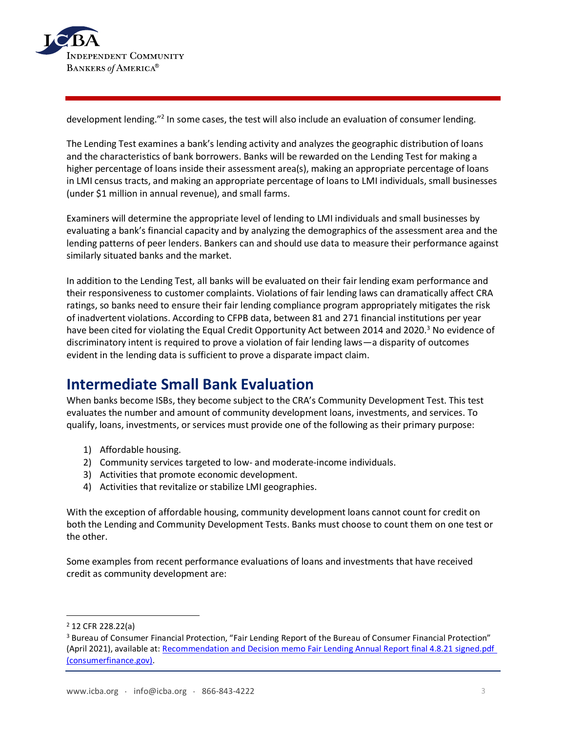development lending."[2] In some cases, the test will also include an evaluation of consumer lending.

The Lending Test examines a bank's lending activity and analyzes the geographic distribution of loans and the characteristics of bank borrowers. Banks will be rewarded on the Lending Test for making a higher percentage of loans inside their assessment area(s), making an appropriate percentage of loans in LMI census tracts, and making an appropriate percentage of loans to LMI individuals, small businesses (under $1 million in annual revenue), and small farms.

Examiners will determine the appropriate level of lending to LMI individuals and small businesses by evaluating a bank's financial capacity and by analyzing the demographics of the assessment area and the lending patterns of peer lenders. Bankers can and should use data to measure their performance against similarly situated banks and the market.

In addition to the Lending Test, all banks will be evaluated on their fair lending exam performance and their responsiveness to customer complaints. Violations of fair lending laws can dramatically affect CRA ratings, so banks need to ensure their fair lending compliance program appropriately mitigates the risk of inadvertent violations. According to CFPB data, between 81 and 271 financial institutions per year have been cited for violating the Equal Credit Opportunity Act between 2014 and 2020.[3] No evidence of discriminatory intent is required to prove a violation of fair lending laws—a disparity of outcomes evident in the lending data is sufficient to prove a disparate impact claim.

## Intermediate Small Bank Evaluation

When banks become ISBs, they become subject to the CRA's Community Development Test. This test evaluates the number and amount of community development loans, investments, and services. To qualify, loans, investments, or services must provide one of the following as their primary purpose:

1) Affordable housing.
2) Community services targeted to low- and moderate-income individuals.
3) Activities that promote economic development.
4) Activities that revitalize or stabilize LMI geographies.

With the exception of affordable housing, community development loans cannot count for credit on both the Lending and Community Development Tests. Banks must choose to count them on one test or the other.

Some examples from recent performance evaluations of loans and investments that have received credit as community development are:

---

[2] 12 CFR 228.22(a)

[3] Bureau of Consumer Financial Protection, "Fair Lending Report of the Bureau of Consumer Financial Protection" (April 2021), available at: [Recommendation and Decision memo Fair Lending Annual Report final 4.8.21 signed.pdf (consumerfinance.gov)](consumerfinance.gov).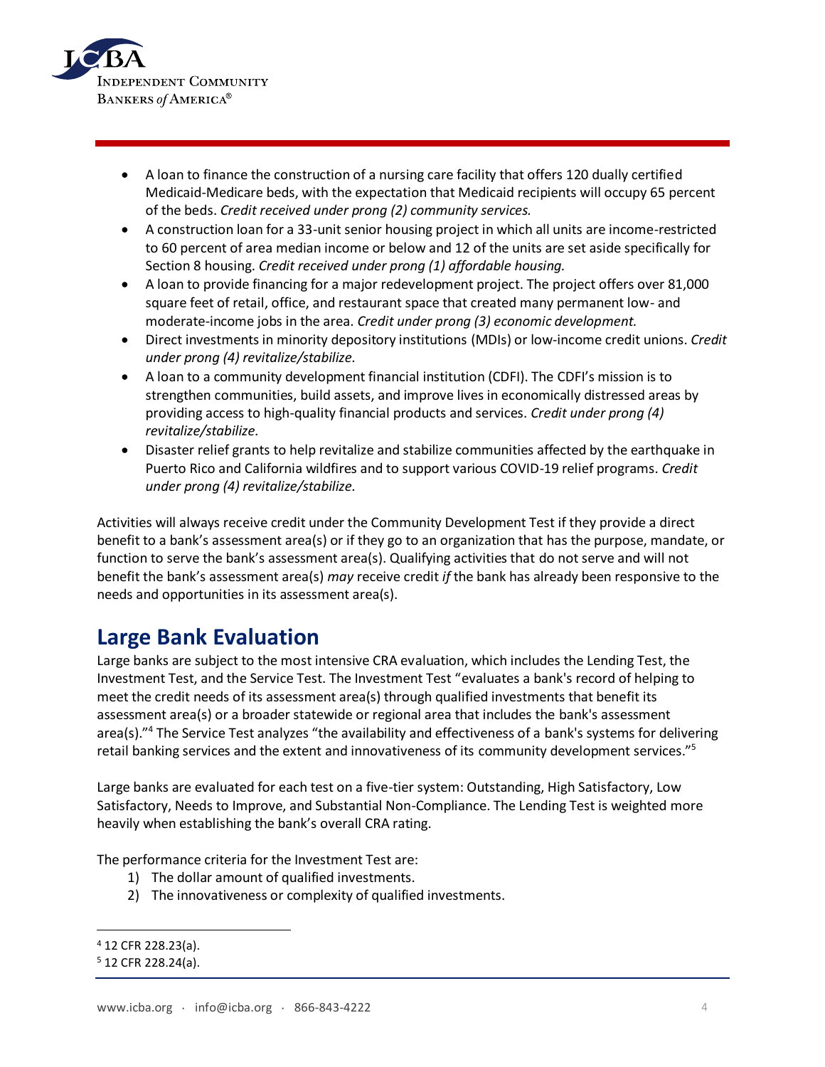- A loan to finance the construction of a nursing care facility that offers 120 dually certified Medicaid-Medicare beds, with the expectation that Medicaid recipients will occupy 65 percent of the beds. *Credit received under prong (2) community services.*
- A construction loan for a 33-unit senior housing project in which all units are income-restricted to 60 percent of area median income or below and 12 of the units are set aside specifically for Section 8 housing. *Credit received under prong (1) affordable housing.*
- A loan to provide financing for a major redevelopment project. The project offers over 81,000 square feet of retail, office, and restaurant space that created many permanent low- and moderate-income jobs in the area. *Credit under prong (3) economic development.*
- Direct investments in minority depository institutions (MDIs) or low-income credit unions. *Credit under prong (4) revitalize/stabilize.*
- A loan to a community development financial institution (CDFI). The CDFI's mission is to strengthen communities, build assets, and improve lives in economically distressed areas by providing access to high-quality financial products and services. *Credit under prong (4) revitalize/stabilize.*
- Disaster relief grants to help revitalize and stabilize communities affected by the earthquake in Puerto Rico and California wildfires and to support various COVID-19 relief programs. *Credit under prong (4) revitalize/stabilize.*

Activities will always receive credit under the Community Development Test if they provide a direct benefit to a bank's assessment area(s) or if they go to an organization that has the purpose, mandate, or function to serve the bank's assessment area(s). Qualifying activities that do not serve and will not benefit the bank's assessment area(s) *may* receive credit *if* the bank has already been responsive to the needs and opportunities in its assessment area(s).

## Large Bank Evaluation

Large banks are subject to the most intensive CRA evaluation, which includes the Lending Test, the Investment Test, and the Service Test. The Investment Test "evaluates a bank's record of helping to meet the credit needs of its assessment area(s) through qualified investments that benefit its assessment area(s) or a broader statewide or regional area that includes the bank's assessment area(s)."[4] The Service Test analyzes "the availability and effectiveness of a bank's systems for delivering retail banking services and the extent and innovativeness of its community development services."[5]

Large banks are evaluated for each test on a five-tier system: Outstanding, High Satisfactory, Low Satisfactory, Needs to Improve, and Substantial Non-Compliance. The Lending Test is weighted more heavily when establishing the bank's overall CRA rating.

The performance criteria for the Investment Test are:

1) The dollar amount of qualified investments.
2) The innovativeness or complexity of qualified investments.

---

[4] 12 CFR 228.23(a).

[5] 12 CFR 228.24(a).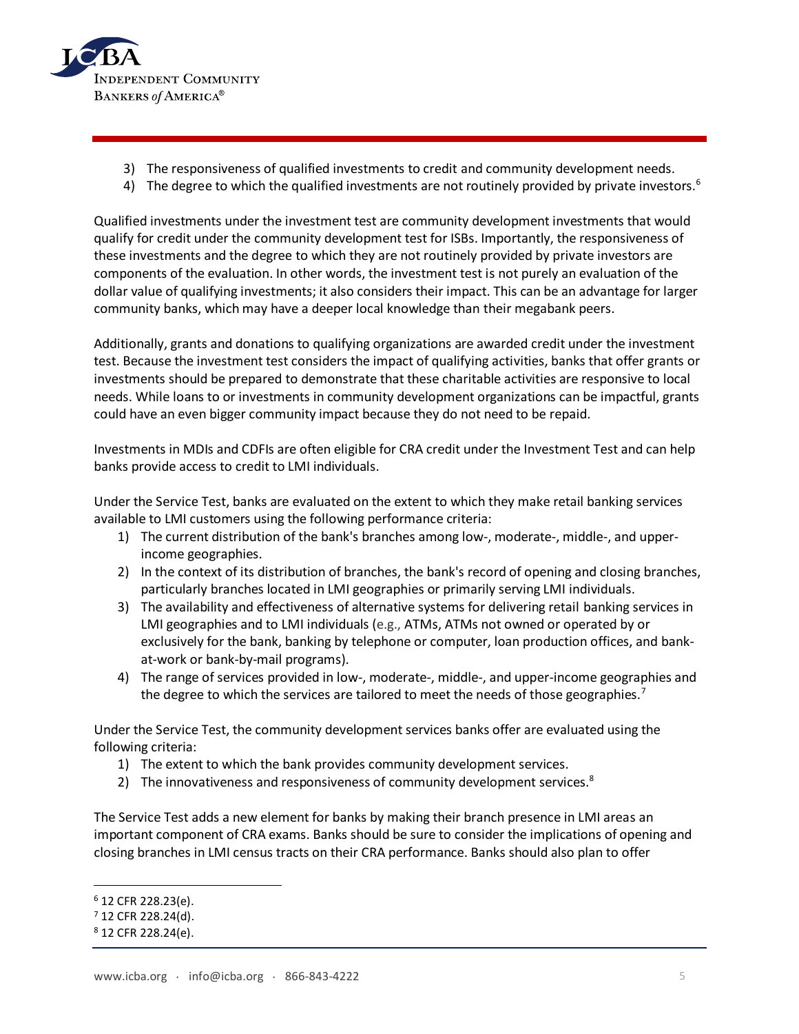3) The responsiveness of qualified investments to credit and community development needs.
4) The degree to which the qualified investments are not routinely provided by private investors.[6]

Qualified investments under the investment test are community development investments that would qualify for credit under the community development test for ISBs. Importantly, the responsiveness of these investments and the degree to which they are not routinely provided by private investors are components of the evaluation. In other words, the investment test is not purely an evaluation of the dollar value of qualifying investments; it also considers their impact. This can be an advantage for larger community banks, which may have a deeper local knowledge than their megabank peers.

Additionally, grants and donations to qualifying organizations are awarded credit under the investment test. Because the investment test considers the impact of qualifying activities, banks that offer grants or investments should be prepared to demonstrate that these charitable activities are responsive to local needs. While loans to or investments in community development organizations can be impactful, grants could have an even bigger community impact because they do not need to be repaid.

Investments in MDIs and CDFIs are often eligible for CRA credit under the Investment Test and can help banks provide access to credit to LMI individuals.

Under the Service Test, banks are evaluated on the extent to which they make retail banking services available to LMI customers using the following performance criteria:

1) The current distribution of the bank's branches among low-, moderate-, middle-, and upper-income geographies.
2) In the context of its distribution of branches, the bank's record of opening and closing branches, particularly branches located in LMI geographies or primarily serving LMI individuals.
3) The availability and effectiveness of alternative systems for delivering retail banking services in LMI geographies and to LMI individuals (e.g., ATMs, ATMs not owned or operated by or exclusively for the bank, banking by telephone or computer, loan production offices, and bank-at-work or bank-by-mail programs).
4) The range of services provided in low-, moderate-, middle-, and upper-income geographies and the degree to which the services are tailored to meet the needs of those geographies.[7]

Under the Service Test, the community development services banks offer are evaluated using the following criteria:

1) The extent to which the bank provides community development services.
2) The innovativeness and responsiveness of community development services.[8]

The Service Test adds a new element for banks by making their branch presence in LMI areas an important component of CRA exams. Banks should be sure to consider the implications of opening and closing branches in LMI census tracts on their CRA performance. Banks should also plan to offer

---

[6] 12 CFR 228.23(e).

[7] 12 CFR 228.24(d).

[8] 12 CFR 228.24(e).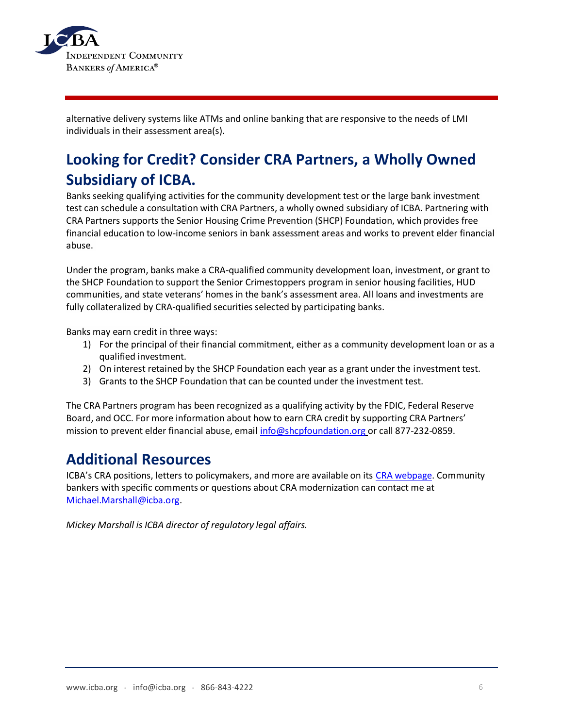alternative delivery systems like ATMs and online banking that are responsive to the needs of LMI individuals in their assessment area(s).

## Looking for Credit? Consider CRA Partners, a Wholly Owned Subsidiary of ICBA.

Banks seeking qualifying activities for the community development test or the large bank investment test can schedule a consultation with CRA Partners, a wholly owned subsidiary of ICBA. Partnering with CRA Partners supports the Senior Housing Crime Prevention (SHCP) Foundation, which provides free financial education to low-income seniors in bank assessment areas and works to prevent elder financial abuse.

Under the program, banks make a CRA-qualified community development loan, investment, or grant to the SHCP Foundation to support the Senior Crimestoppers program in senior housing facilities, HUD communities, and state veterans' homes in the bank's assessment area. All loans and investments are fully collateralized by CRA-qualified securities selected by participating banks.

Banks may earn credit in three ways:

1) For the principal of their financial commitment, either as a community development loan or as a qualified investment.
2) On interest retained by the SHCP Foundation each year as a grant under the investment test.
3) Grants to the SHCP Foundation that can be counted under the investment test.

The CRA Partners program has been recognized as a qualifying activity by the FDIC, Federal Reserve Board, and OCC. For more information about how to earn CRA credit by supporting CRA Partners' mission to prevent elder financial abuse, email info@shcpfoundation.org or call 877-232-0859.

## Additional Resources

ICBA's CRA positions, letters to policymakers, and more are available on its CRA webpage. Community bankers with specific comments or questions about CRA modernization can contact me at Michael.Marshall@icba.org.

*Mickey Marshall is ICBA director of regulatory legal affairs.*